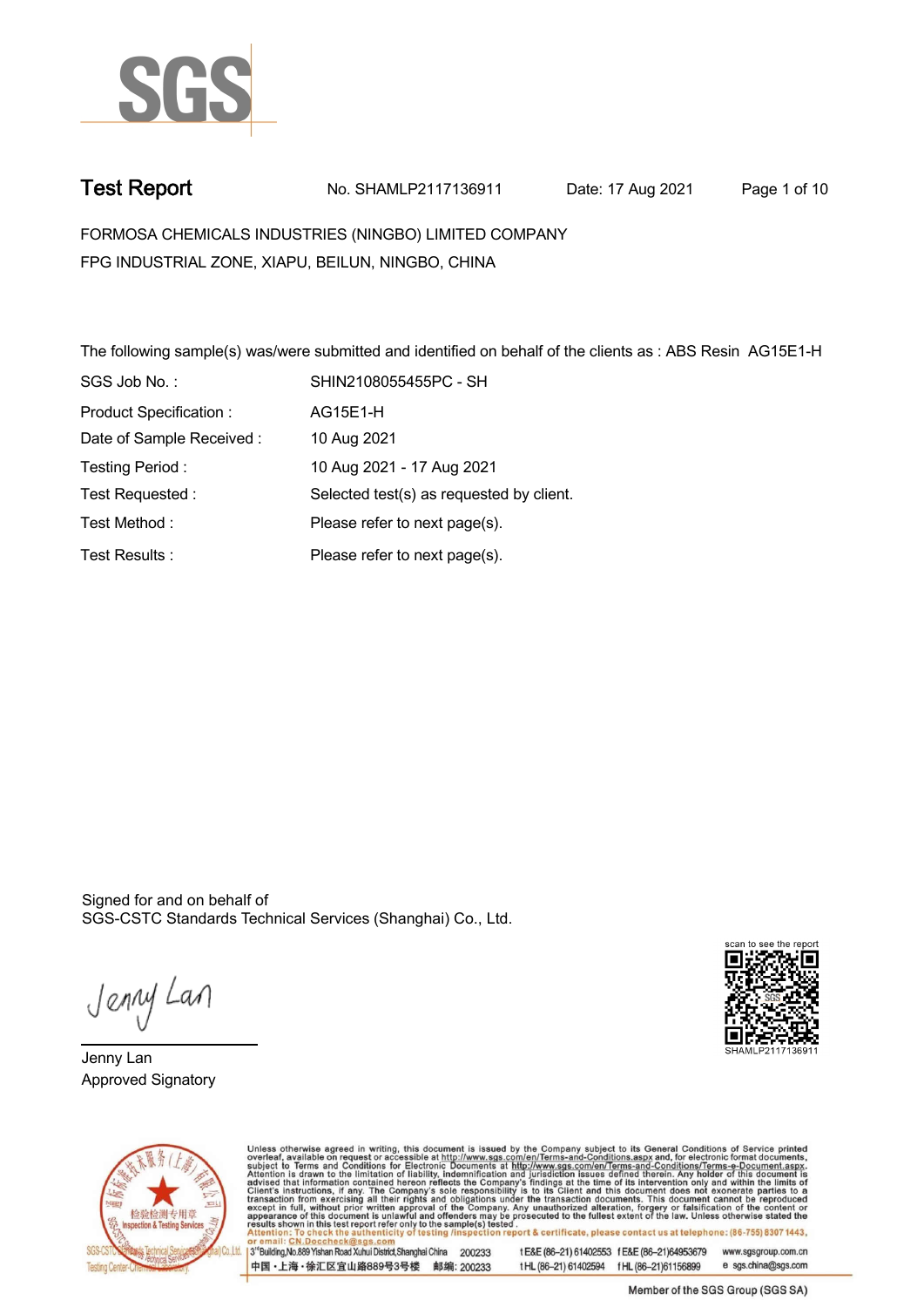SGS

# Test Report

No. SHAMLP2117136911    Date: 17 Aug 2021

FORMOSA CHEMICALS INDUSTRIES (NINGBO) LIMITED COMPANY
FPG INDUSTRIAL ZONE, XIAPU, BEILUN, NINGBO, CHINA

The following sample(s) was/were submitted and identified on behalf of the clients as : ABS Resin AG15E1-H

| | |
|---|---|
| SGS Job No. : | SHIN2108055455PC - SH |
| Product Specification : | AG15E1-H |
| Date of Sample Received : | 10 Aug 2021 |
| Testing Period : | 10 Aug 2021 - 17 Aug 2021 |
| Test Requested : | Selected test(s) as requested by client. |
| Test Method : | Please refer to next page(s). |
| Test Results : | Please refer to next page(s). |

Signed for and on behalf of
SGS-CSTC Standards Technical Services (Shanghai) Co., Ltd.

Jenny Lan
Approved Signatory

scan to see the report
SHAMLP2117136911

Unless otherwise agreed in writing, this document is issued by the Company subject to its General Conditions of Service printed overleaf, available on request or accessible at http://www.sgs.com/en/Terms-and-Conditions.aspx and, for electronic format documents, subject to Terms and Conditions for Electronic Documents at http://www.sgs.com/en/Terms-and-Conditions/Terms-e-Document.aspx. Attention is drawn to the limitation of liability, indemnification and jurisdiction issues defined therein. Any holder of this document is advised that information contained hereon reflects the Company's findings at the time of its intervention only and within the limits of Client's instructions, if any. The Company's sole responsibility is to its Client and this document does not exonerate parties to a transaction from exercising all their rights and obligations under the transaction documents. This document cannot be reproduced except in full, without prior written approval of the Company. Any unauthorized alteration, forgery or falsification of the content or appearance of this document is unlawful and offenders may be prosecuted to the fullest extent of the law. Unless otherwise stated the results shown in this test report refer only to the sample(s) tested .
Attention: To check the authenticity of testing /inspection report & certificate, please contact us at telephone: (86-755) 8307 1443, or email: CN.Doccheck@sgs.com

3rd Building,No.889 Yishan Road Xuhui District,Shanghai China 200233 t E&E (86-21) 61402553 f E&E (86-21)64953679 www.sgsgroup.com.cn
中国・上海・徐汇区宜山路889号3号楼 邮编: 200233 t HL (86-21) 61402594 f HL (86-21)61156899 e sgs.china@sgs.com

Member of the SGS Group (SGS SA)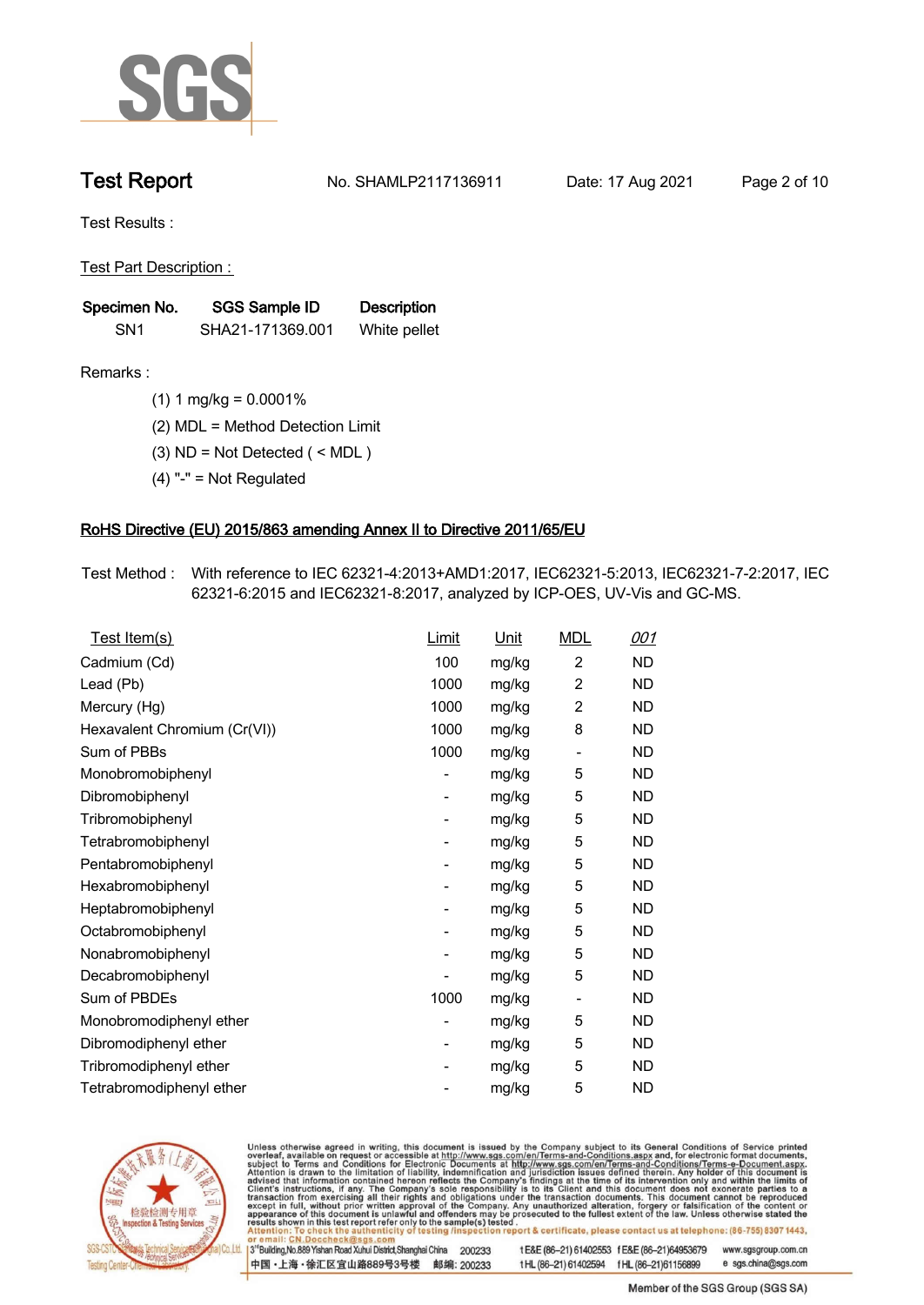# Test Report

No. SHAMLP2117136911 Date: 17 Aug 2021

Test Results :

Test Part Description :

| Specimen No. | SGS Sample ID | Description |
|---|---|---|
| SN1 | SHA21-171369.001 | White pellet |

Remarks :

(1) 1 mg/kg = 0.0001%

(2) MDL = Method Detection Limit

(3) ND = Not Detected ( < MDL )

(4) "-" = Not Regulated

## RoHS Directive (EU) 2015/863 amending Annex II to Directive 2011/65/EU

Test Method : With reference to IEC 62321-4:2013+AMD1:2017, IEC62321-5:2013, IEC62321-7-2:2017, IEC 62321-6:2015 and IEC62321-8:2017, analyzed by ICP-OES, UV-Vis and GC-MS.

| Test Item(s) | Limit | Unit | MDL | 001 |
|---|---|---|---|---|
| Cadmium (Cd) | 100 | mg/kg | 2 | ND |
| Lead (Pb) | 1000 | mg/kg | 2 | ND |
| Mercury (Hg) | 1000 | mg/kg | 2 | ND |
| Hexavalent Chromium (Cr(VI)) | 1000 | mg/kg | 8 | ND |
| Sum of PBBs | 1000 | mg/kg | - | ND |
| Monobromobiphenyl | - | mg/kg | 5 | ND |
| Dibromobiphenyl | - | mg/kg | 5 | ND |
| Tribromobiphenyl | - | mg/kg | 5 | ND |
| Tetrabromobiphenyl | - | mg/kg | 5 | ND |
| Pentabromobiphenyl | - | mg/kg | 5 | ND |
| Hexabromobiphenyl | - | mg/kg | 5 | ND |
| Heptabromobiphenyl | - | mg/kg | 5 | ND |
| Octabromobiphenyl | - | mg/kg | 5 | ND |
| Nonabromobiphenyl | - | mg/kg | 5 | ND |
| Decabromobiphenyl | - | mg/kg | 5 | ND |
| Sum of PBDEs | 1000 | mg/kg | - | ND |
| Monobromodiphenyl ether | - | mg/kg | 5 | ND |
| Dibromodiphenyl ether | - | mg/kg | 5 | ND |
| Tribromodiphenyl ether | - | mg/kg | 5 | ND |
| Tetrabromodiphenyl ether | - | mg/kg | 5 | ND |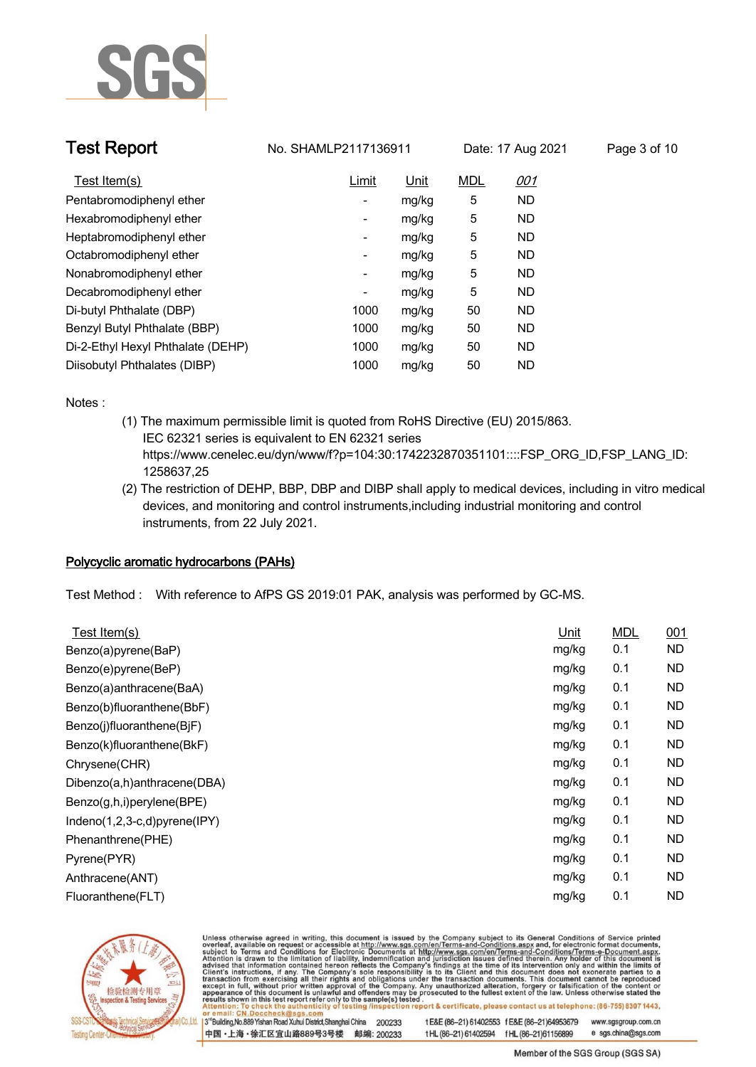| Test Item(s) | Limit | Unit | MDL | 001 |
|---|---|---|---|---|
| Pentabromodiphenyl ether | - | mg/kg | 5 | ND |
| Hexabromodiphenyl ether | - | mg/kg | 5 | ND |
| Heptabromodiphenyl ether | - | mg/kg | 5 | ND |
| Octabromodiphenyl ether | - | mg/kg | 5 | ND |
| Nonabromodiphenyl ether | - | mg/kg | 5 | ND |
| Decabromodiphenyl ether | - | mg/kg | 5 | ND |
| Di-butyl Phthalate (DBP) | 1000 | mg/kg | 50 | ND |
| Benzyl Butyl Phthalate (BBP) | 1000 | mg/kg | 50 | ND |
| Di-2-Ethyl Hexyl Phthalate (DEHP) | 1000 | mg/kg | 50 | ND |
| Diisobutyl Phthalates (DIBP) | 1000 | mg/kg | 50 | ND |

Notes :

(1) The maximum permissible limit is quoted from RoHS Directive (EU) 2015/863.
IEC 62321 series is equivalent to EN 62321 series
https://www.cenelec.eu/dyn/www/f?p=104:30:1742232870351101::::FSP_ORG_ID,FSP_LANG_ID:1258637,25

(2) The restriction of DEHP, BBP, DBP and DIBP shall apply to medical devices, including in vitro medical devices, and monitoring and control instruments,including industrial monitoring and control instruments, from 22 July 2021.

## Polycyclic aromatic hydrocarbons (PAHs)

Test Method : With reference to AfPS GS 2019:01 PAK, analysis was performed by GC-MS.

| Test Item(s) | Unit | MDL | 001 |
|---|---|---|---|
| Benzo(a)pyrene(BaP) | mg/kg | 0.1 | ND |
| Benzo(e)pyrene(BeP) | mg/kg | 0.1 | ND |
| Benzo(a)anthracene(BaA) | mg/kg | 0.1 | ND |
| Benzo(b)fluoranthene(BbF) | mg/kg | 0.1 | ND |
| Benzo(j)fluoranthene(BjF) | mg/kg | 0.1 | ND |
| Benzo(k)fluoranthene(BkF) | mg/kg | 0.1 | ND |
| Chrysene(CHR) | mg/kg | 0.1 | ND |
| Dibenzo(a,h)anthracene(DBA) | mg/kg | 0.1 | ND |
| Benzo(g,h,i)perylene(BPE) | mg/kg | 0.1 | ND |
| Indeno(1,2,3-c,d)pyrene(IPY) | mg/kg | 0.1 | ND |
| Phenanthrene(PHE) | mg/kg | 0.1 | ND |
| Pyrene(PYR) | mg/kg | 0.1 | ND |
| Anthracene(ANT) | mg/kg | 0.1 | ND |
| Fluoranthene(FLT) | mg/kg | 0.1 | ND |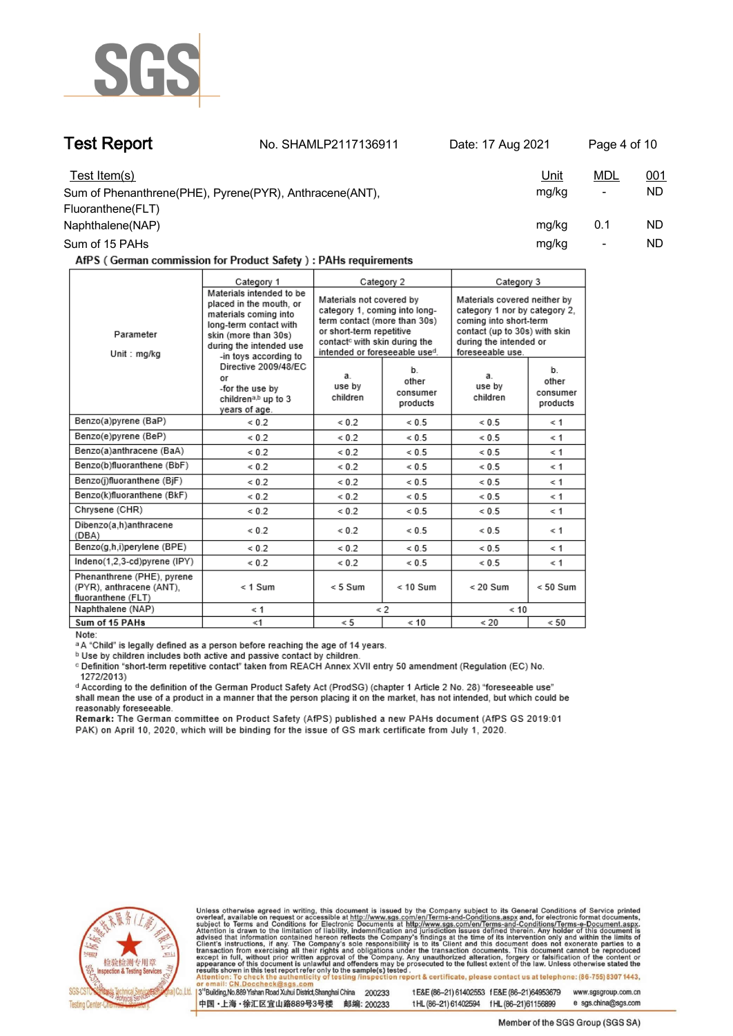# Test Report

No. SHAMLP2117136911 Date: 17 Aug 2021

| Test Item(s) | Unit | MDL | 001 |
|---|---|---|---|
| Sum of Phenanthrene(PHE), Pyrene(PYR), Anthracene(ANT), Fluoranthene(FLT) | mg/kg | - | ND |
| Naphthalene(NAP) | mg/kg | 0.1 | ND |
| Sum of 15 PAHs | mg/kg | - | ND |

**AfPS ( German commission for Product Safety ) : PAHs requirements**

| Parameter<br>Unit : mg/kg | Category 1<br>Materials intended to be placed in the mouth, or materials coming into long-term contact with skin (more than 30s) during the intended use -in toys according to Directive 2009/48/EC or -for the use by children[a,b] up to 3 years of age. | Category 2<br>Materials not covered by category 1, coming into long-term contact (more than 30s) or short-term repetitive contact[c] with skin during the intended or foreseeable use[d]. | | Category 3<br>Materials covered neither by category 1 nor by category 2, coming into short-term contact (up to 30s) with skin during the intended or foreseeable use. | |
|---|---|---|---|---|---|
| | | a. use by children | b. other consumer products | a. use by children | b. other consumer products |
| Benzo(a)pyrene (BaP) | < 0.2 | < 0.2 | < 0.5 | < 0.5 | < 1 |
| Benzo(e)pyrene (BeP) | < 0.2 | < 0.2 | < 0.5 | < 0.5 | < 1 |
| Benzo(a)anthracene (BaA) | < 0.2 | < 0.2 | < 0.5 | < 0.5 | < 1 |
| Benzo(b)fluoranthene (BbF) | < 0.2 | < 0.2 | < 0.5 | < 0.5 | < 1 |
| Benzo(j)fluoranthene (BjF) | < 0.2 | < 0.2 | < 0.5 | < 0.5 | < 1 |
| Benzo(k)fluoranthene (BkF) | < 0.2 | < 0.2 | < 0.5 | < 0.5 | < 1 |
| Chrysene (CHR) | < 0.2 | < 0.2 | < 0.5 | < 0.5 | < 1 |
| Dibenzo(a,h)anthracene (DBA) | < 0.2 | < 0.2 | < 0.5 | < 0.5 | < 1 |
| Benzo(g,h,i)perylene (BPE) | < 0.2 | < 0.2 | < 0.5 | < 0.5 | < 1 |
| Indeno(1,2,3-cd)pyrene (IPY) | < 0.2 | < 0.2 | < 0.5 | < 0.5 | < 1 |
| Phenanthrene (PHE), pyrene (PYR), anthracene (ANT), fluoranthene (FLT) | < 1 Sum | < 5 Sum | < 10 Sum | < 20 Sum | < 50 Sum |
| Naphthalene (NAP) | < 1 | < 2 | | < 10 | |
| Sum of 15 PAHs | <1 | < 5 | < 10 | < 20 | < 50 |

Note:

[a] A "Child" is legally defined as a person before reaching the age of 14 years.

[b] Use by children includes both active and passive contact by children.

[c] Definition "short-term repetitive contact" taken from REACH Annex XVII entry 50 amendment (Regulation (EC) No. 1272/2013)

[d] According to the definition of the German Product Safety Act (ProdSG) (chapter 1 Article 2 No. 28) "foreseeable use" shall mean the use of a product in a manner that the person placing it on the market, has not intended, but which could be reasonably foreseeable.

**Remark:** The German committee on Product Safety (AfPS) published a new PAHs document (AfPS GS 2019:01 PAK) on April 10, 2020, which will be binding for the issue of GS mark certificate from July 1, 2020.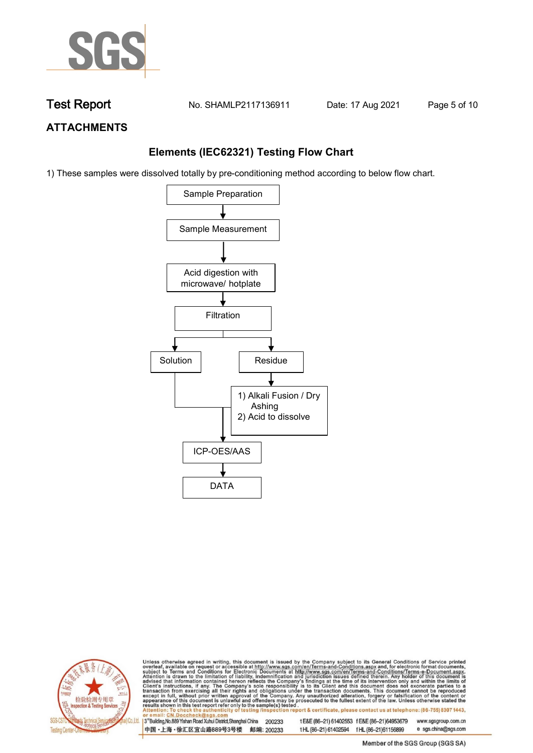# Test Report

No. SHAMLP2117136911 Date: 17 Aug 2021

## ATTACHMENTS

### Elements (IEC62321) Testing Flow Chart

1) These samples were dissolved totally by pre-conditioning method according to below flow chart.

```
Sample Preparation
        ↓
Sample Measurement
        ↓
Acid digestion with microwave/ hotplate
        ↓
Filtration
   ↓              ↓
Solution        Residue
   |              ↓
   |        1) Alkali Fusion / Dry Ashing
   |        2) Acid to dissolve
   |              |
   └──────┬───────┘
          ↓
     ICP-OES/AAS
          ↓
        DATA
```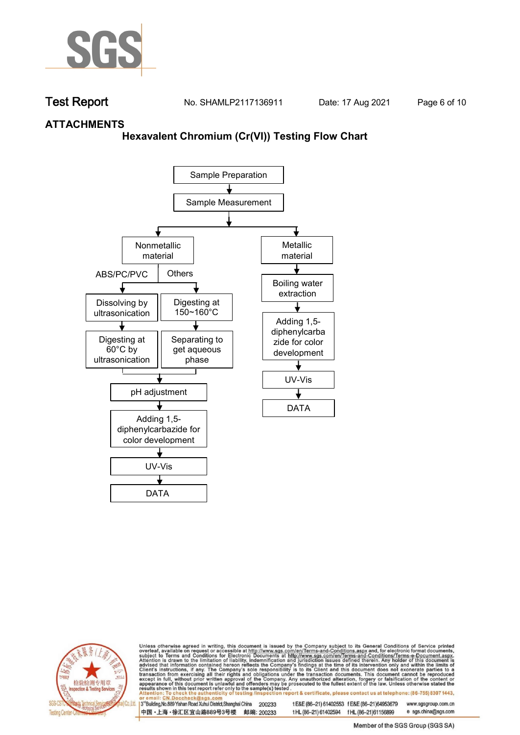# Test Report

No. SHAMLP2117136911 Date: 17 Aug 2021

## ATTACHMENTS

### Hexavalent Chromium (Cr(VI)) Testing Flow Chart

- Sample Preparation
- ↓
- Sample Measurement
- ↓
  - **Nonmetallic material**
    - ABS/PC/PVC
      - Dissolving by ultrasonication
      - ↓
      - Digesting at 60°C by ultrasonication
    - Others
      - Digesting at 150~160°C
      - ↓
      - Separating to get aqueous phase
    - ↓ (both branches)
    - pH adjustment
    - ↓
    - Adding 1,5-diphenylcarbazide for color development
    - ↓
    - UV-Vis
    - ↓
    - DATA
  - **Metallic material**
    - Boiling water extraction
    - ↓
    - Adding 1,5-diphenylcarbazide for color development
    - ↓
    - UV-Vis
    - ↓
    - DATA

Unless otherwise agreed in writing, this document is issued by the Company subject to its General Conditions of Service printed overleaf, available on request or accessible at http://www.sgs.com/en/Terms-and-Conditions.aspx and, for electronic format documents, subject to Terms and Conditions for Electronic Documents at http://www.sgs.com/en/Terms-and-Conditions/Terms-e-Document.aspx. Attention is drawn to the limitation of liability, indemnification and jurisdiction issues defined therein. Any holder of this document is advised that information contained hereon reflects the Company's findings at the time of its intervention only and within the limits of Client's instructions, if any. The Company's sole responsibility is to its Client and this document does not exonerate parties to a transaction from exercising all their rights and obligations under the transaction documents. This document cannot be reproduced except in full, without prior written approval of the Company. Any unauthorized alteration, forgery or falsification of the content or appearance of this document is unlawful and offenders may be prosecuted to the fullest extent of the law. Unless otherwise stated the results shown in this test report refer only to the sample(s) tested.

Attention: To check the authenticity of testing /inspection report & certificate, please contact us at telephone: (86-755) 8307 1443, or email: CN.Doccheck@sgs.com

3rd Building, No.889 Yishan Road Xuhui District, Shanghai China 200233 t E&E (86-21) 61402553 f E&E (86-21)64953679 www.sgsgroup.com.cn

中国・上海・徐汇区宜山路889号3号楼 邮编: 200233 t HL (86-21) 61402594 f HL (86-21)61156899 e sgs.china@sgs.com

Member of the SGS Group (SGS SA)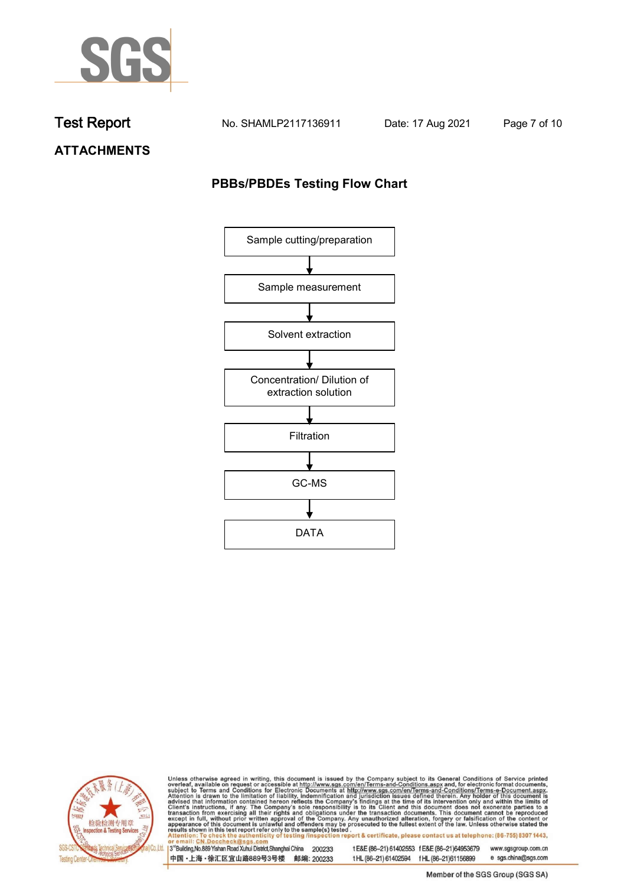## ATTACHMENTS

### PBBs/PBDEs Testing Flow Chart

Sample cutting/preparation

↓

Sample measurement

↓

Solvent extraction

↓

Concentration/ Dilution of extraction solution

↓

Filtration

↓

GC-MS

↓

DATA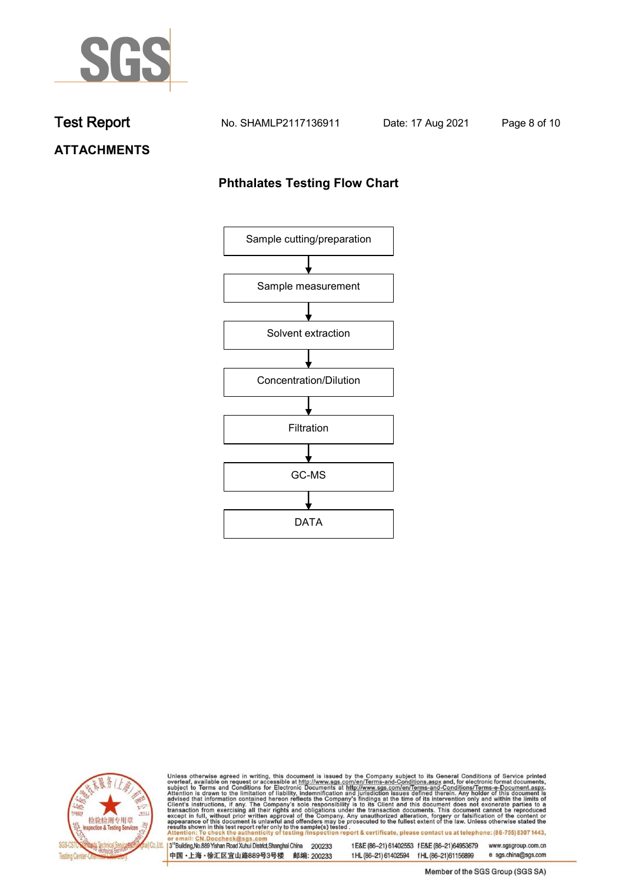# Test Report

No. SHAMLP2117136911    Date: 17 Aug 2021

## ATTACHMENTS

### Phthalates Testing Flow Chart

Sample cutting/preparation
↓
Sample measurement
↓
Solvent extraction
↓
Concentration/Dilution
↓
Filtration
↓
GC-MS
↓
DATA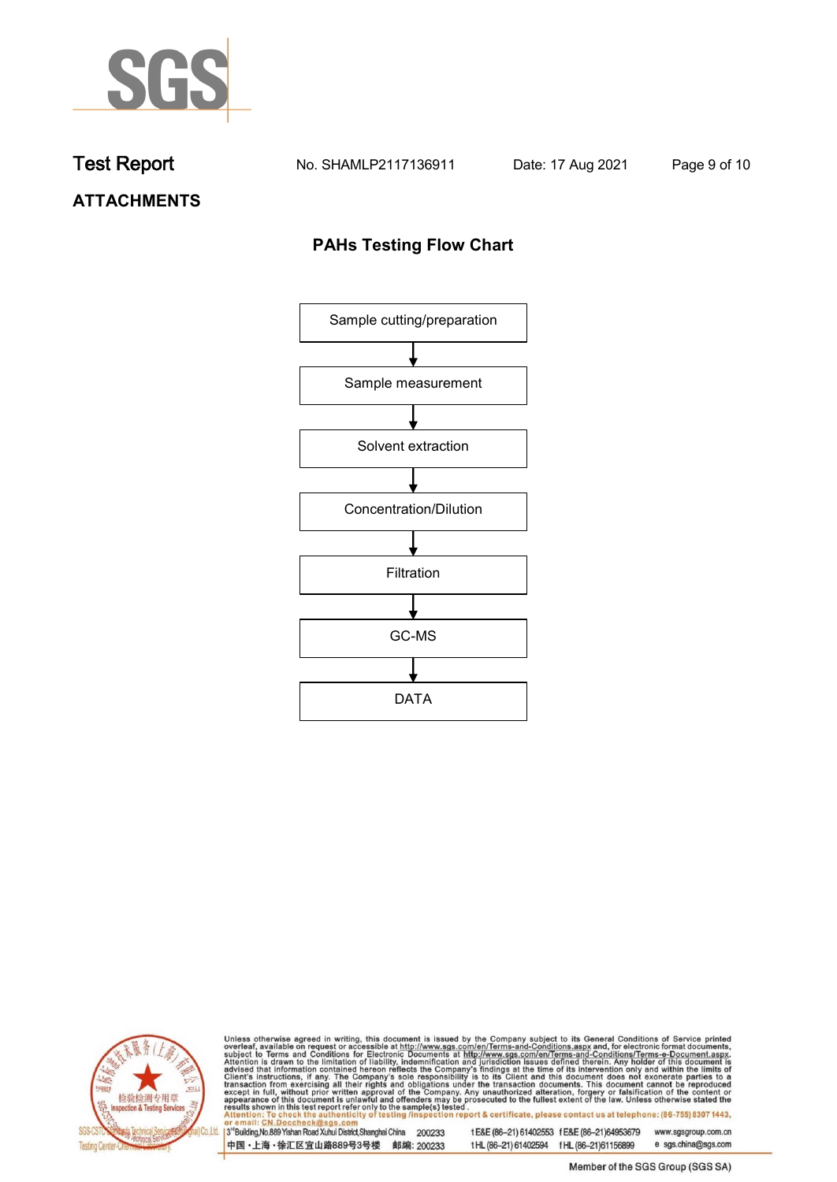## ATTACHMENTS

### PAHs Testing Flow Chart

Sample cutting/preparation

↓

Sample measurement

↓

Solvent extraction

↓

Concentration/Dilution

↓

Filtration

↓

GC-MS

↓

DATA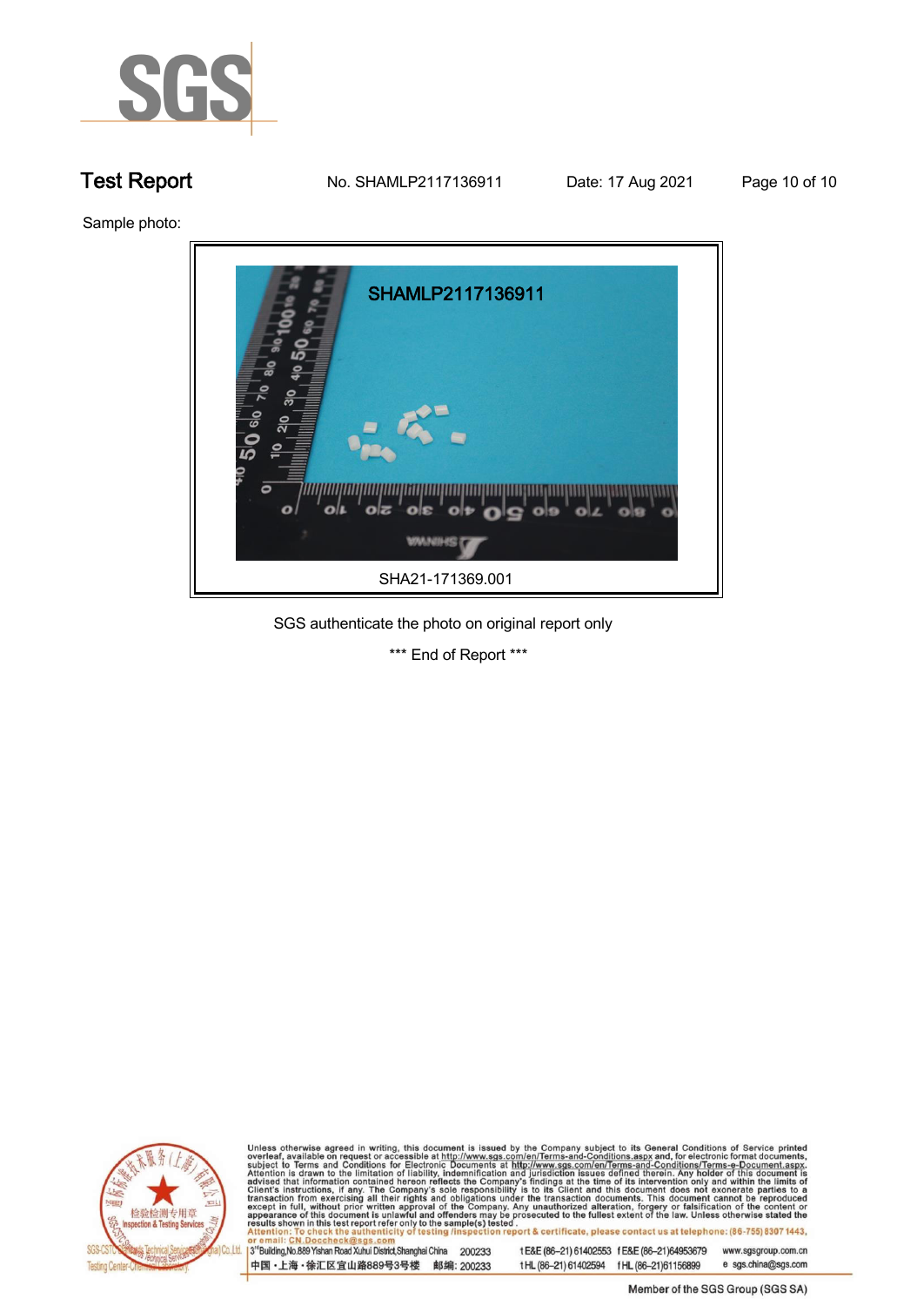Sample photo:

SHA21-171369.001

SGS authenticate the photo on original report only

\*\*\* End of Report \*\*\*

Unless otherwise agreed in writing, this document is issued by the Company subject to its General Conditions of Service printed overleaf, available on request or accessible at http://www.sgs.com/en/Terms-and-Conditions.aspx and, for electronic format documents, subject to Terms and Conditions for Electronic Documents at http://www.sgs.com/en/Terms-and-Conditions/Terms-e-Document.aspx. Attention is drawn to the limitation of liability, indemnification and jurisdiction issues defined therein. Any holder of this document is advised that information contained hereon reflects the Company's findings at the time of its intervention only and within the limits of Client's instructions, if any. The Company's sole responsibility is to its Client and this document does not exonerate parties to a transaction from exercising all their rights and obligations under the transaction documents. This document cannot be reproduced except in full, without prior written approval of the Company. Any unauthorized alteration, forgery or falsification of the content or appearance of this document is unlawful and offenders may be prosecuted to the fullest extent of the law. Unless otherwise stated the results shown in this test report refer only to the sample(s) tested .

Attention: To check the authenticity of testing /inspection report & certificate, please contact us at telephone: (86-755) 8307 1443, or email: CN.Doccheck@sgs.com

3rd Building,No.889 Yishan Road Xuhui District,Shanghai China 200233 t E&E (86–21) 61402553 f E&E (86–21)64953679 www.sgsgroup.com.cn

中国・上海・徐汇区宜山路889号3号楼 邮编: 200233 t HL (86–21) 61402594 f HL (86–21)61156899 e sgs.china@sgs.com

Member of the SGS Group (SGS SA)